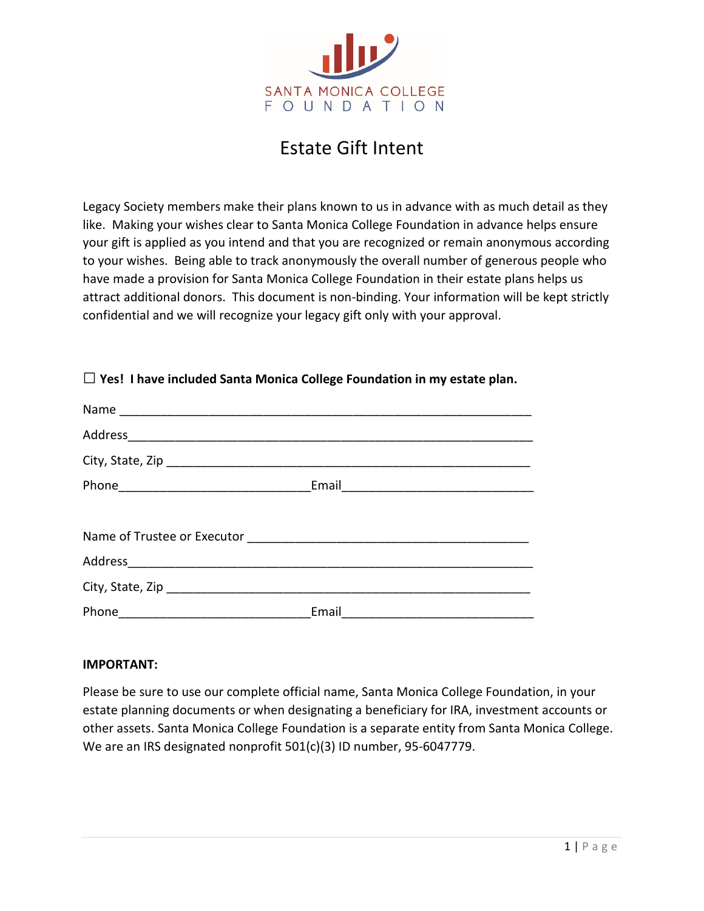SANTA MONICA COLLEGE
FOUNDATION

# Estate Gift Intent

Legacy Society members make their plans known to us in advance with as much detail as they like. Making your wishes clear to Santa Monica College Foundation in advance helps ensure your gift is applied as you intend and that you are recognized or remain anonymous according to your wishes. Being able to track anonymously the overall number of generous people who have made a provision for Santa Monica College Foundation in their estate plans helps us attract additional donors. This document is non-binding. Your information will be kept strictly confidential and we will recognize your legacy gift only with your approval.

☐ **Yes! I have included Santa Monica College Foundation in my estate plan.**

Name ____________________________________________________________

Address___________________________________________________________

City, State, Zip ____________________________________________________

Phone____________________________Email___________________________

Name of Trustee or Executor _________________________________________

Address___________________________________________________________

City, State, Zip ____________________________________________________

Phone____________________________Email___________________________

**IMPORTANT:**

Please be sure to use our complete official name, Santa Monica College Foundation, in your estate planning documents or when designating a beneficiary for IRA, investment accounts or other assets. Santa Monica College Foundation is a separate entity from Santa Monica College. We are an IRS designated nonprofit 501(c)(3) ID number, 95-6047779.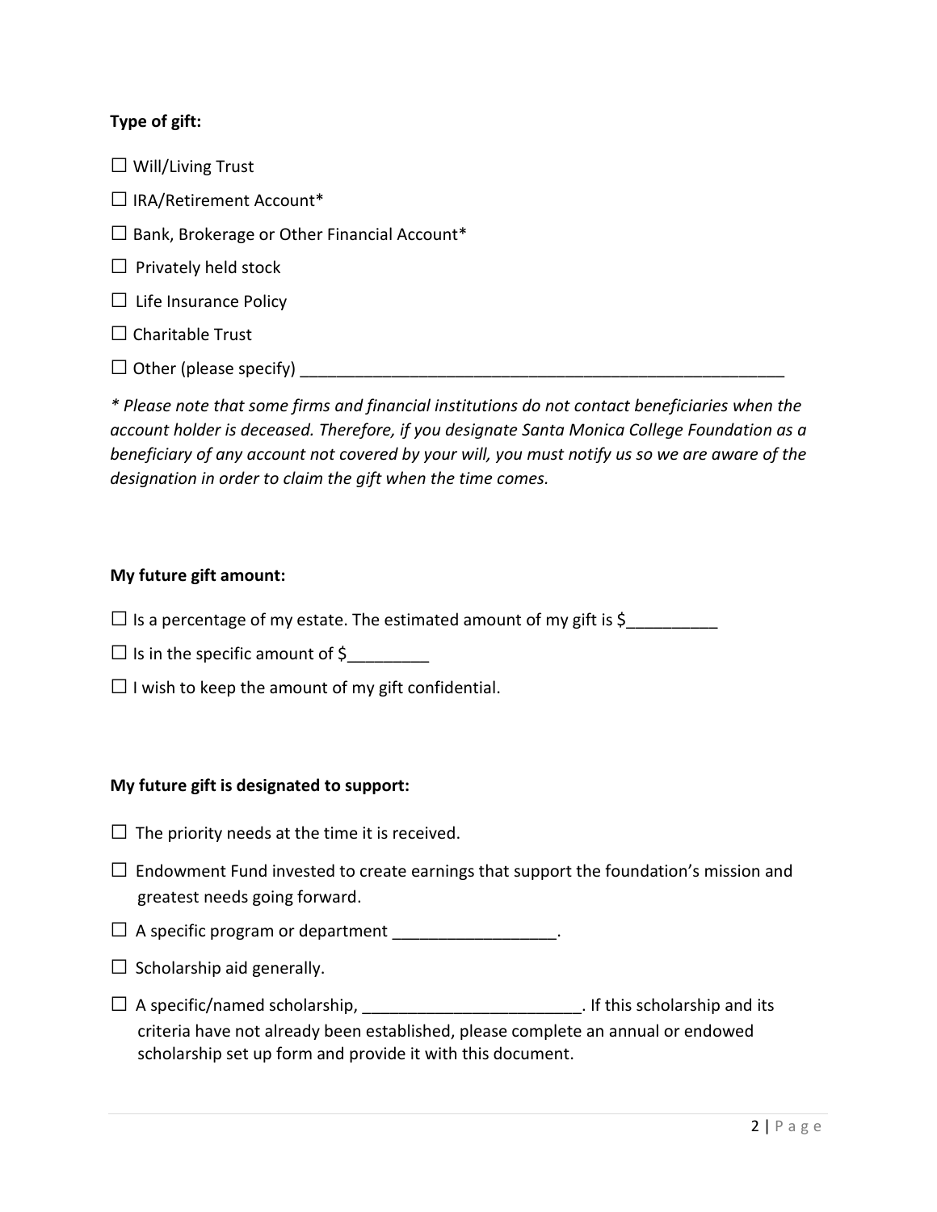**Type of gift:**

☐ Will/Living Trust

☐ IRA/Retirement Account*

☐ Bank, Brokerage or Other Financial Account*

☐ Privately held stock

☐ Life Insurance Policy

☐ Charitable Trust

☐ Other (please specify) _______________________________________________________

*\* Please note that some firms and financial institutions do not contact beneficiaries when the account holder is deceased. Therefore, if you designate Santa Monica College Foundation as a beneficiary of any account not covered by your will, you must notify us so we are aware of the designation in order to claim the gift when the time comes.*

**My future gift amount:**

☐ Is a percentage of my estate. The estimated amount of my gift is $__________

☐ Is in the specific amount of $_________

☐ I wish to keep the amount of my gift confidential.

**My future gift is designated to support:**

☐ The priority needs at the time it is received.

☐ Endowment Fund invested to create earnings that support the foundation's mission and greatest needs going forward.

☐ A specific program or department __________________.

☐ Scholarship aid generally.

☐ A specific/named scholarship, ________________________. If this scholarship and its criteria have not already been established, please complete an annual or endowed scholarship set up form and provide it with this document.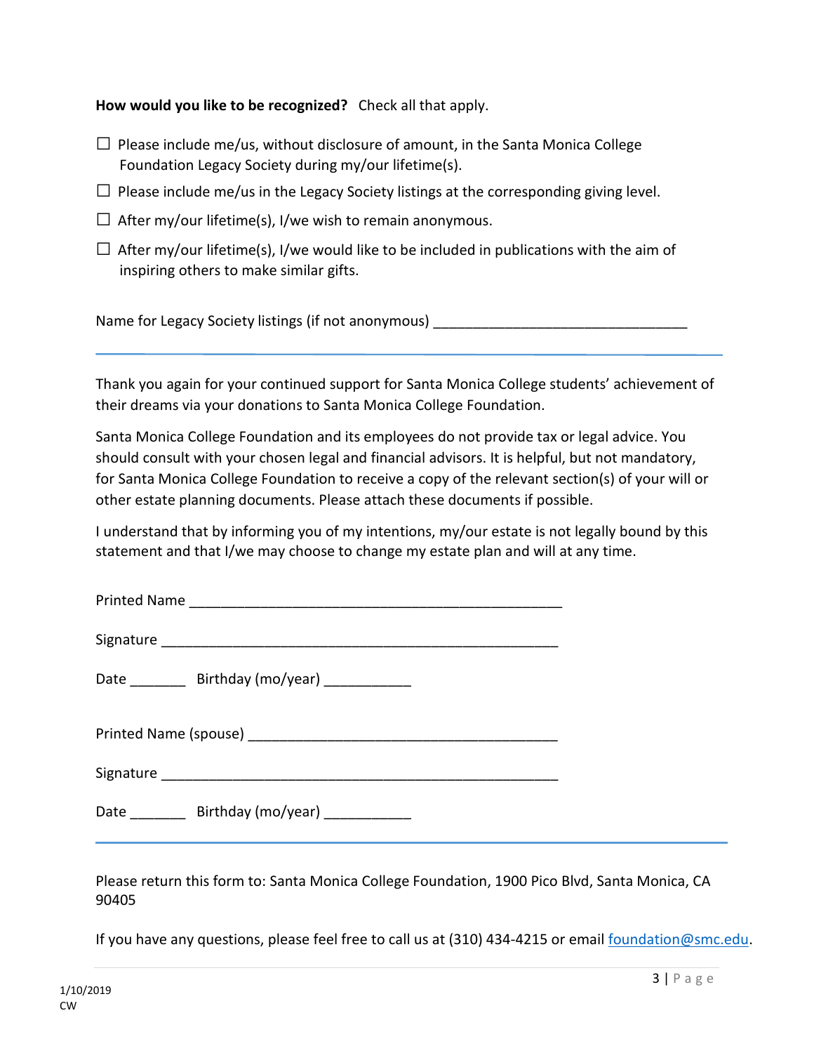**How would you like to be recognized?** Check all that apply.

☐ Please include me/us, without disclosure of amount, in the Santa Monica College Foundation Legacy Society during my/our lifetime(s).

☐ Please include me/us in the Legacy Society listings at the corresponding giving level.

☐ After my/our lifetime(s), I/we wish to remain anonymous.

☐ After my/our lifetime(s), I/we would like to be included in publications with the aim of inspiring others to make similar gifts.

Name for Legacy Society listings (if not anonymous) _______________________________

---

Thank you again for your continued support for Santa Monica College students' achievement of their dreams via your donations to Santa Monica College Foundation.

Santa Monica College Foundation and its employees do not provide tax or legal advice. You should consult with your chosen legal and financial advisors. It is helpful, but not mandatory, for Santa Monica College Foundation to receive a copy of the relevant section(s) of your will or other estate planning documents. Please attach these documents if possible.

I understand that by informing you of my intentions, my/our estate is not legally bound by this statement and that I/we may choose to change my estate plan and will at any time.

Printed Name _______________________________________________

Signature __________________________________________________

Date _______ Birthday (mo/year) ___________

Printed Name (spouse) _______________________________________

Signature __________________________________________________

Date _______ Birthday (mo/year) ___________

---

Please return this form to: Santa Monica College Foundation, 1900 Pico Blvd, Santa Monica, CA 90405

If you have any questions, please feel free to call us at (310) 434-4215 or email foundation@smc.edu.

1/10/2019
CW